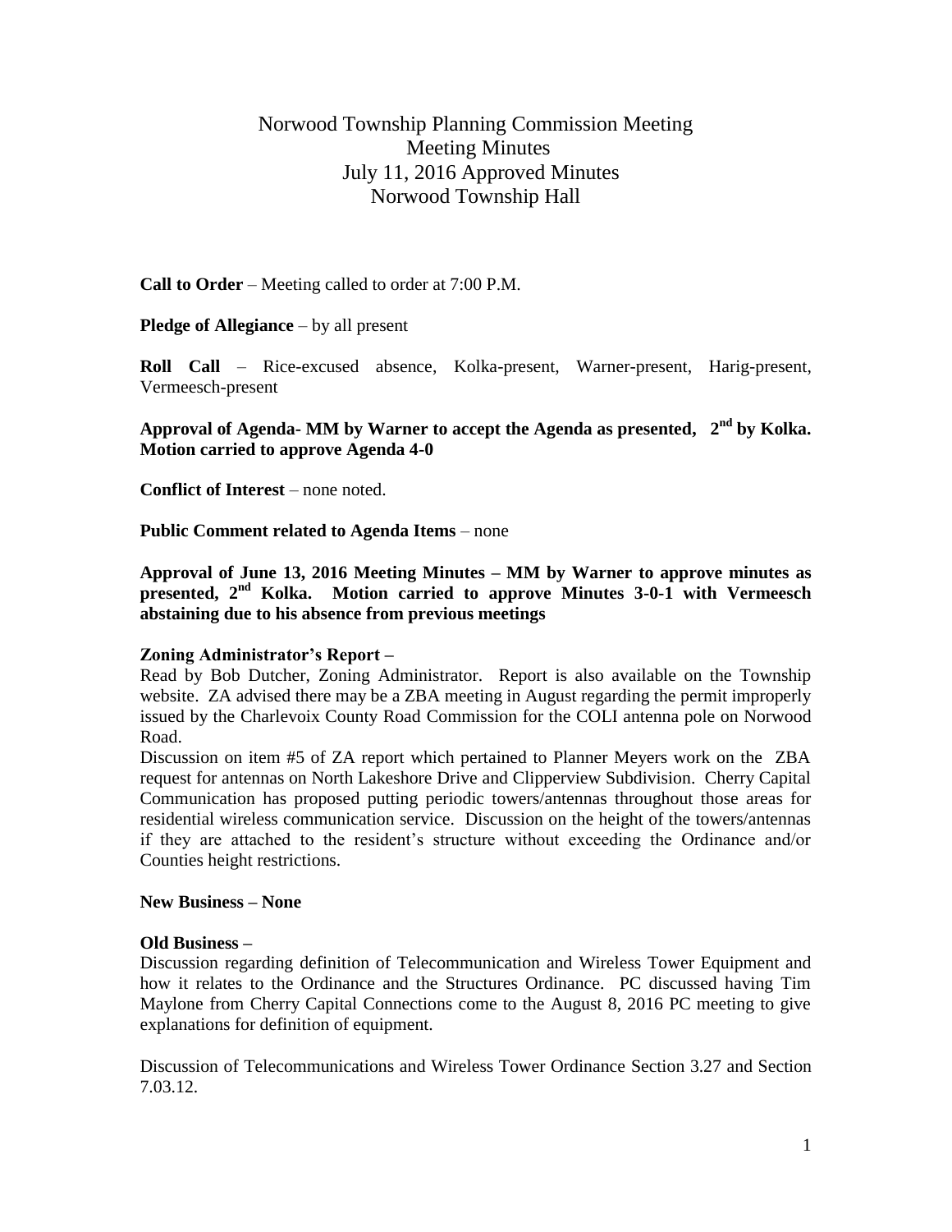# Norwood Township Planning Commission Meeting
## Meeting Minutes
## July 11, 2016 Approved Minutes
## Norwood Township Hall

**Call to Order** – Meeting called to order at 7:00 P.M.

**Pledge of Allegiance** – by all present

**Roll Call** – Rice-excused absence, Kolka-present, Warner-present, Harig-present, Vermeesch-present

**Approval of Agenda- MM by Warner to accept the Agenda as presented, 2nd by Kolka. Motion carried to approve Agenda 4-0**

**Conflict of Interest** – none noted.

**Public Comment related to Agenda Items** – none

**Approval of June 13, 2016 Meeting Minutes – MM by Warner to approve minutes as presented, 2nd Kolka. Motion carried to approve Minutes 3-0-1 with Vermeesch abstaining due to his absence from previous meetings**

**Zoning Administrator's Report –**

Read by Bob Dutcher, Zoning Administrator. Report is also available on the Township website. ZA advised there may be a ZBA meeting in August regarding the permit improperly issued by the Charlevoix County Road Commission for the COLI antenna pole on Norwood Road.

Discussion on item #5 of ZA report which pertained to Planner Meyers work on the ZBA request for antennas on North Lakeshore Drive and Clipperview Subdivision. Cherry Capital Communication has proposed putting periodic towers/antennas throughout those areas for residential wireless communication service. Discussion on the height of the towers/antennas if they are attached to the resident's structure without exceeding the Ordinance and/or Counties height restrictions.

**New Business – None**

**Old Business –**

Discussion regarding definition of Telecommunication and Wireless Tower Equipment and how it relates to the Ordinance and the Structures Ordinance. PC discussed having Tim Maylone from Cherry Capital Connections come to the August 8, 2016 PC meeting to give explanations for definition of equipment.

Discussion of Telecommunications and Wireless Tower Ordinance Section 3.27 and Section 7.03.12.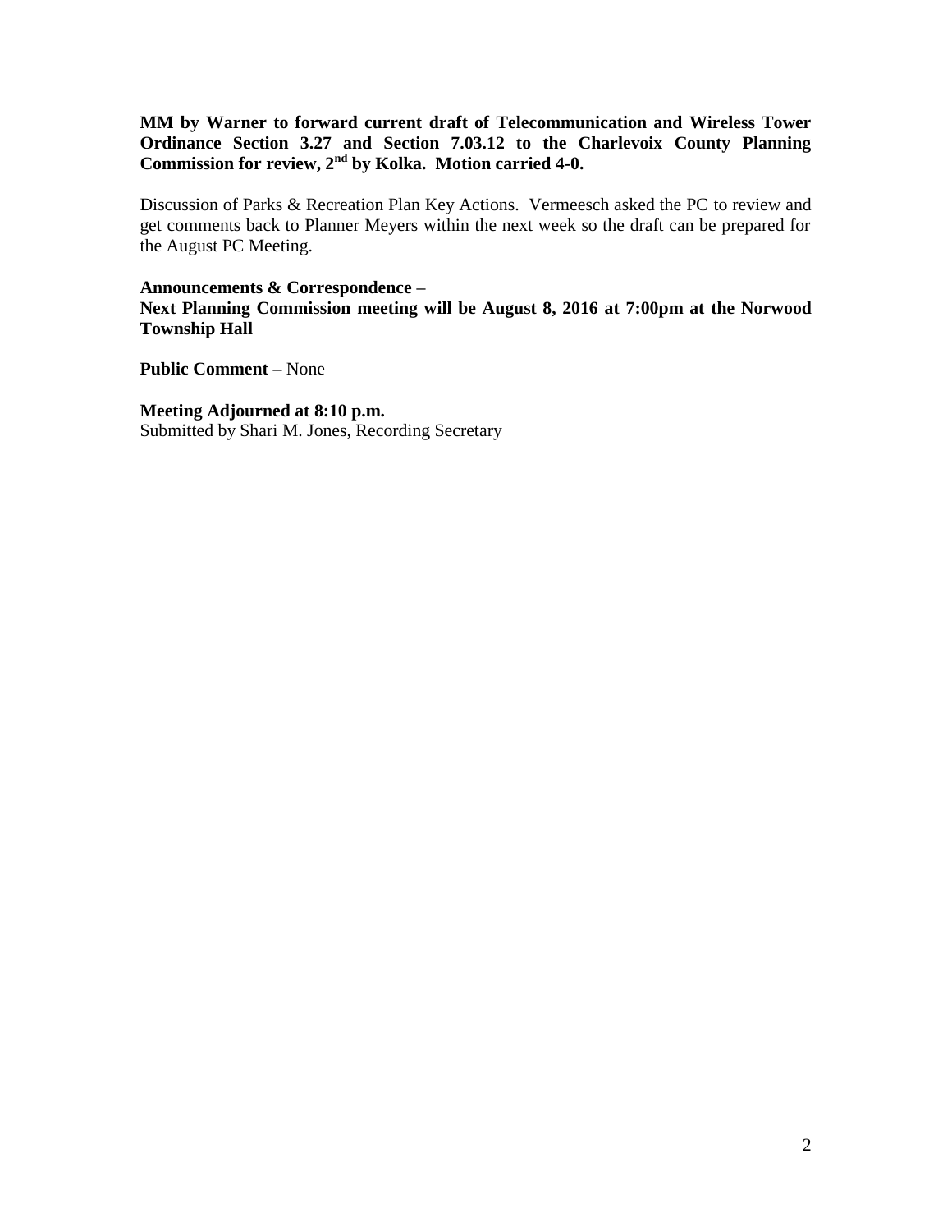**MM by Warner to forward current draft of Telecommunication and Wireless Tower Ordinance Section 3.27 and Section 7.03.12 to the Charlevoix County Planning Commission for review, 2nd by Kolka. Motion carried 4-0.**

Discussion of Parks & Recreation Plan Key Actions. Vermeesch asked the PC to review and get comments back to Planner Meyers within the next week so the draft can be prepared for the August PC Meeting.

**Announcements & Correspondence –**
**Next Planning Commission meeting will be August 8, 2016 at 7:00pm at the Norwood Township Hall**

**Public Comment –** None

**Meeting Adjourned at 8:10 p.m.**
Submitted by Shari M. Jones, Recording Secretary